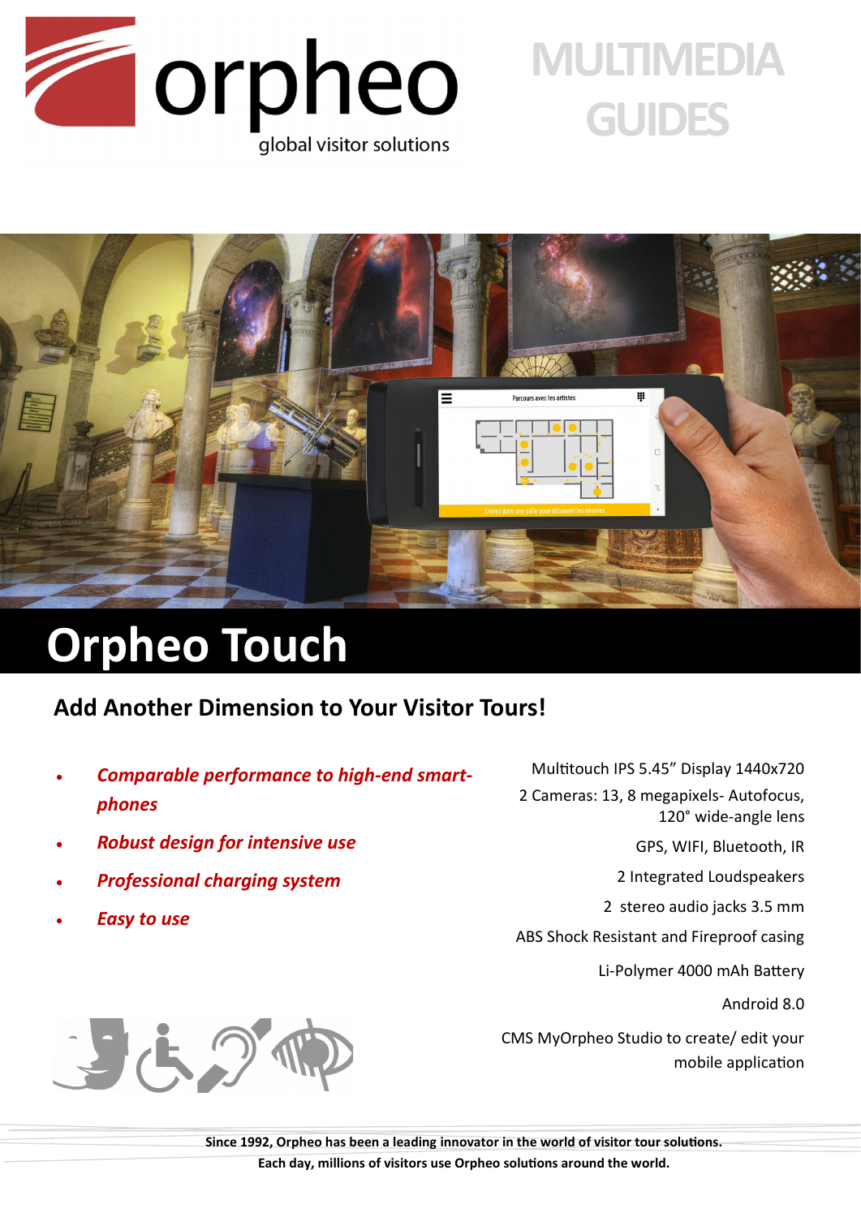orpheo

global visitor solutions

MULTIMEDIA GUIDES

# Orpheo Touch

## Add Another Dimension to Your Visitor Tours!

- ***Comparable performance to high-end smart-phones***
- ***Robust design for intensive use***
- ***Professional charging system***
- ***Easy to use***

Multitouch IPS 5.45" Display 1440x720

2 Cameras: 13, 8 megapixels- Autofocus, 120° wide-angle lens

GPS, WIFI, Bluetooth, IR

2 Integrated Loudspeakers

2 stereo audio jacks 3.5 mm

ABS Shock Resistant and Fireproof casing

Li-Polymer 4000 mAh Battery

Android 8.0

CMS MyOrpheo Studio to create/ edit your mobile application

**Since 1992, Orpheo has been a leading innovator in the world of visitor tour solutions.**
**Each day, millions of visitors use Orpheo solutions around the world.**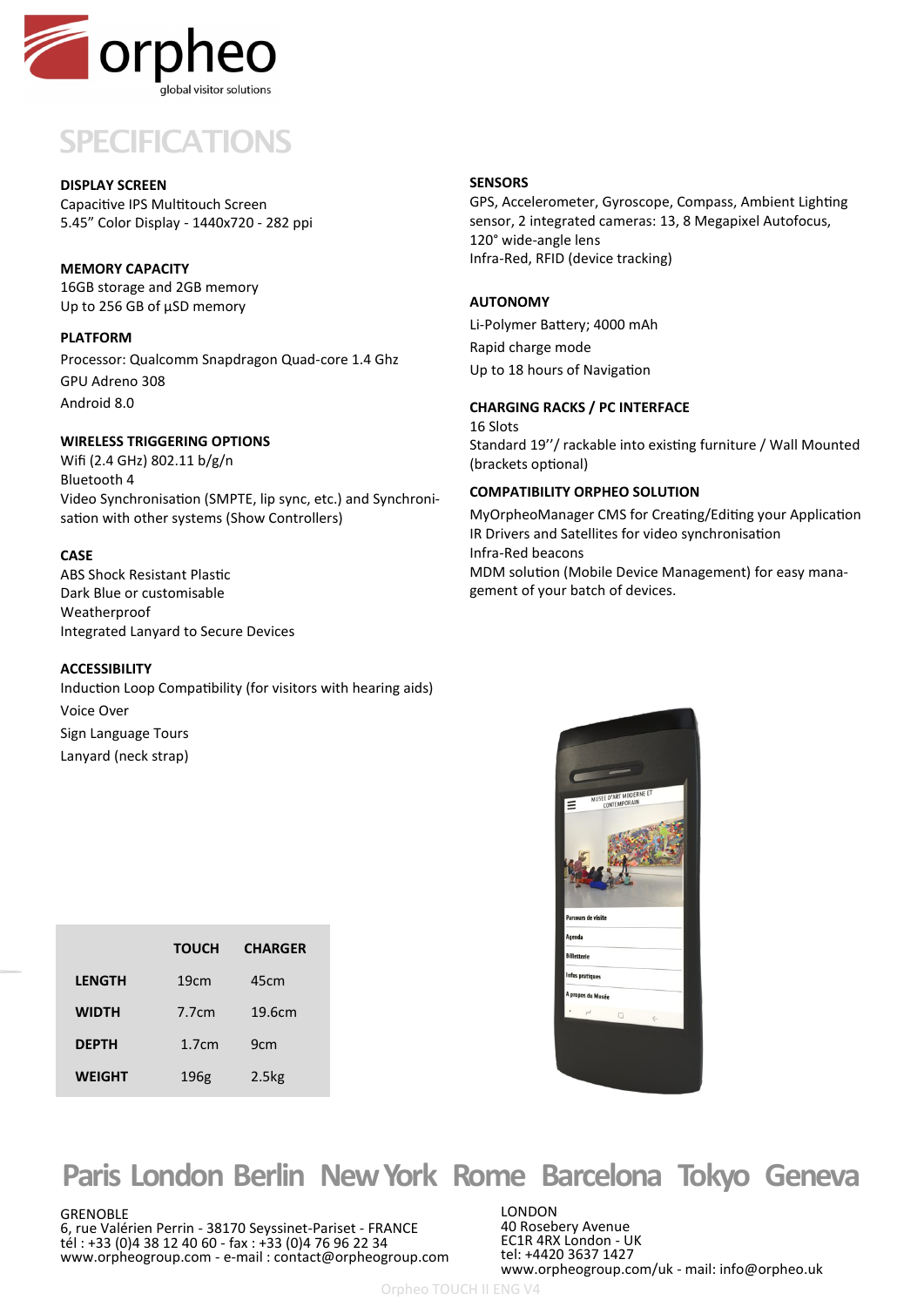# SPECIFICATIONS

**DISPLAY SCREEN**
Capacitive IPS Multitouch Screen
5.45" Color Display - 1440x720 - 282 ppi

**MEMORY CAPACITY**
16GB storage and 2GB memory
Up to 256 GB of µSD memory

**PLATFORM**
Processor: Qualcomm Snapdragon Quad-core 1.4 Ghz
GPU Adreno 308
Android 8.0

**WIRELESS TRIGGERING OPTIONS**
Wifi (2.4 GHz) 802.11 b/g/n
Bluetooth 4
Video Synchronisation (SMPTE, lip sync, etc.) and Synchronisation with other systems (Show Controllers)

**CASE**
ABS Shock Resistant Plastic
Dark Blue or customisable
Weatherproof
Integrated Lanyard to Secure Devices

**ACCESSIBILITY**
Induction Loop Compatibility (for visitors with hearing aids)
Voice Over
Sign Language Tours
Lanyard (neck strap)

**SENSORS**
GPS, Accelerometer, Gyroscope, Compass, Ambient Lighting sensor, 2 integrated cameras: 13, 8 Megapixel Autofocus, 120° wide-angle lens
Infra-Red, RFID (device tracking)

**AUTONOMY**
Li-Polymer Battery; 4000 mAh
Rapid charge mode
Up to 18 hours of Navigation

**CHARGING RACKS / PC INTERFACE**
16 Slots
Standard 19''/ rackable into existing furniture / Wall Mounted (brackets optional)

**COMPATIBILITY ORPHEO SOLUTION**
MyOrpheoManager CMS for Creating/Editing your Application
IR Drivers and Satellites for video synchronisation
Infra-Red beacons
MDM solution (Mobile Device Management) for easy management of your batch of devices.

| | TOUCH | CHARGER |
|---|---|---|
| **LENGTH** | 19cm | 45cm |
| **WIDTH** | 7.7cm | 19.6cm |
| **DEPTH** | 1.7cm | 9cm |
| **WEIGHT** | 196g | 2.5kg |

Paris London Berlin New York Rome Barcelona Tokyo Geneva

GRENOBLE
6, rue Valérien Perrin - 38170 Seyssinet-Pariset - FRANCE
tél : +33 (0)4 38 12 40 60 - fax : +33 (0)4 76 96 22 34
www.orpheogroup.com - e-mail : contact@orpheogroup.com

LONDON
40 Rosebery Avenue
EC1R 4RX London - UK
tel: +4420 3637 1427
www.orpheogroup.com/uk - mail: info@orpheo.uk